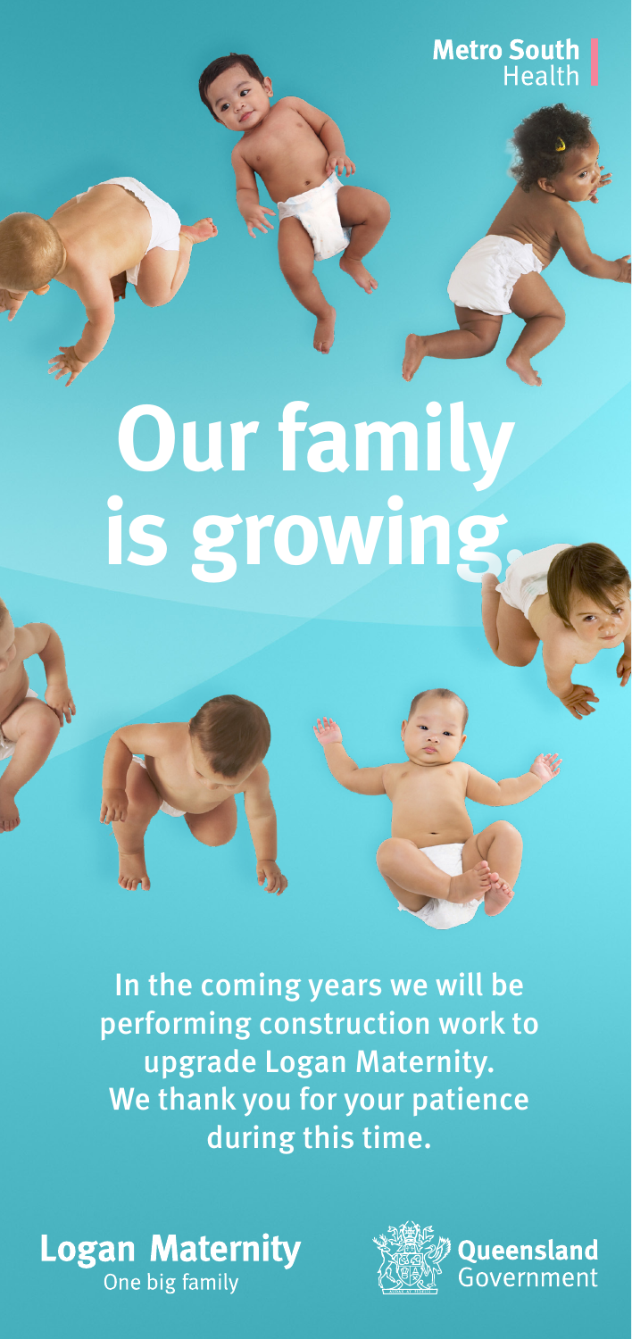Metro South Health

# Our family is growing.

In the coming years we will be performing construction work to upgrade Logan Maternity. We thank you for your patience during this time.

**Logan Maternity**
One big family

Queensland Government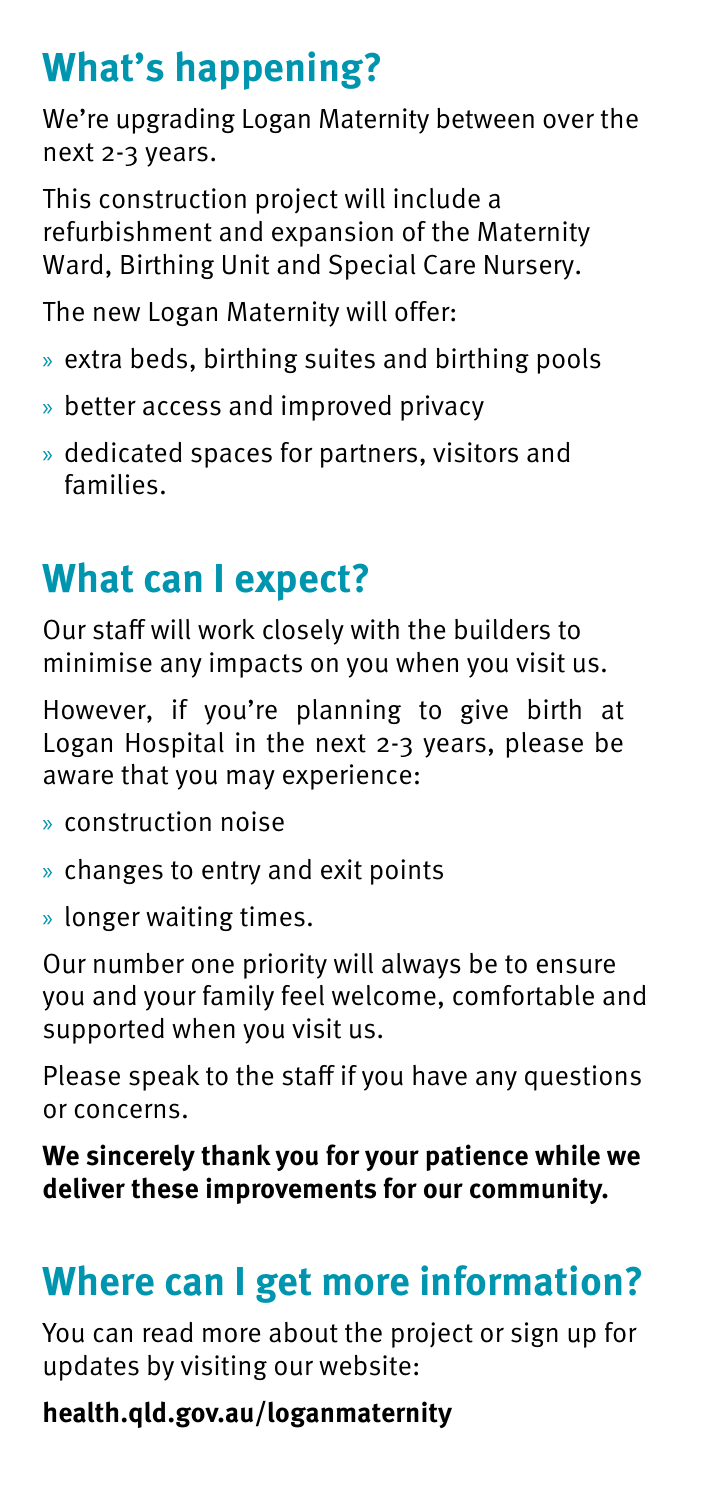## What's happening?

We're upgrading Logan Maternity between over the next 2-3 years.

This construction project will include a refurbishment and expansion of the Maternity Ward, Birthing Unit and Special Care Nursery.

The new Logan Maternity will offer:

- extra beds, birthing suites and birthing pools
- better access and improved privacy
- dedicated spaces for partners, visitors and families.

## What can I expect?

Our staff will work closely with the builders to minimise any impacts on you when you visit us.

However, if you're planning to give birth at Logan Hospital in the next 2-3 years, please be aware that you may experience:

- construction noise
- changes to entry and exit points
- longer waiting times.

Our number one priority will always be to ensure you and your family feel welcome, comfortable and supported when you visit us.

Please speak to the staff if you have any questions or concerns.

**We sincerely thank you for your patience while we deliver these improvements for our community.**

## Where can I get more information?

You can read more about the project or sign up for updates by visiting our website:

**health.qld.gov.au/loganmaternity**